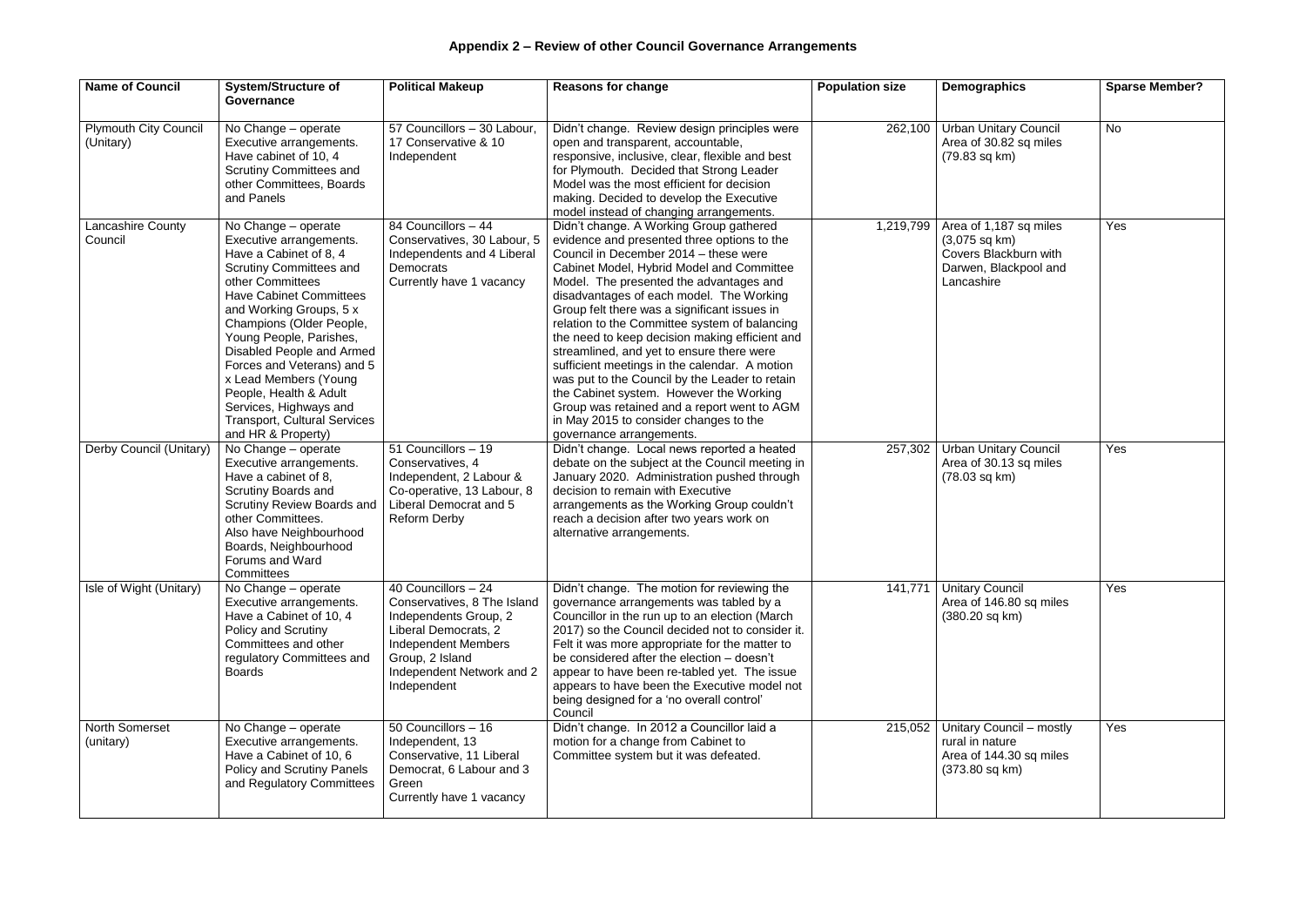# Appendix 2 – Review of other Council Governance Arrangements

| Name of Council | System/Structure of Governance | Political Makeup | Reasons for change | Population size | Demographics | Sparse Member? |
|---|---|---|---|---|---|---|
| Plymouth City Council (Unitary) | No Change – operate Executive arrangements. Have cabinet of 10, 4 Scrutiny Committees and other Committees, Boards and Panels | 57 Councillors – 30 Labour, 17 Conservative & 10 Independent | Didn't change. Review design principles were open and transparent, accountable, responsive, inclusive, clear, flexible and best for Plymouth. Decided that Strong Leader Model was the most efficient for decision making. Decided to develop the Executive model instead of changing arrangements. | 262,100 | Urban Unitary Council Area of 30.82 sq miles (79.83 sq km) | No |
| Lancashire County Council | No Change – operate Executive arrangements. Have a Cabinet of 8, 4 Scrutiny Committees and other Committees Have Cabinet Committees and Working Groups, 5 x Champions (Older People, Young People, Parishes, Disabled People and Armed Forces and Veterans) and 5 x Lead Members (Young People, Health & Adult Services, Highways and Transport, Cultural Services and HR & Property) | 84 Councillors – 44 Conservatives, 30 Labour, 5 Independents and 4 Liberal Democrats Currently have 1 vacancy | Didn't change. A Working Group gathered evidence and presented three options to the Council in December 2014 – these were Cabinet Model, Hybrid Model and Committee Model. The presented the advantages and disadvantages of each model. The Working Group felt there was a significant issues in relation to the Committee system of balancing the need to keep decision making efficient and streamlined, and yet to ensure there were sufficient meetings in the calendar. A motion was put to the Council by the Leader to retain the Cabinet system. However the Working Group was retained and a report went to AGM in May 2015 to consider changes to the governance arrangements. | 1,219,799 | Area of 1,187 sq miles (3,075 sq km) Covers Blackburn with Darwen, Blackpool and Lancashire | Yes |
| Derby Council (Unitary) | No Change – operate Executive arrangements. Have a cabinet of 8, Scrutiny Boards and Scrutiny Review Boards and other Committees. Also have Neighbourhood Boards, Neighbourhood Forums and Ward Committees | 51 Councillors – 19 Conservatives, 4 Independent, 2 Labour & Co-operative, 13 Labour, 8 Liberal Democrat and 5 Reform Derby | Didn't change. Local news reported a heated debate on the subject at the Council meeting in January 2020. Administration pushed through decision to remain with Executive arrangements as the Working Group couldn't reach a decision after two years work on alternative arrangements. | 257,302 | Urban Unitary Council Area of 30.13 sq miles (78.03 sq km) | Yes |
| Isle of Wight (Unitary) | No Change – operate Executive arrangements. Have a Cabinet of 10, 4 Policy and Scrutiny Committees and other regulatory Committees and Boards | 40 Councillors – 24 Conservatives, 8 The Island Independents Group, 2 Liberal Democrats, 2 Independent Members Group, 2 Island Independent Network and 2 Independent | Didn't change. The motion for reviewing the governance arrangements was tabled by a Councillor in the run up to an election (March 2017) so the Council decided not to consider it. Felt it was more appropriate for the matter to be considered after the election – doesn't appear to have been re-tabled yet. The issue appears to have been the Executive model not being designed for a 'no overall control' Council | 141,771 | Unitary Council Area of 146.80 sq miles (380.20 sq km) | Yes |
| North Somerset (unitary) | No Change – operate Executive arrangements. Have a Cabinet of 10, 6 Policy and Scrutiny Panels and Regulatory Committees | 50 Councillors – 16 Independent, 13 Conservative, 11 Liberal Democrat, 6 Labour and 3 Green Currently have 1 vacancy | Didn't change. In 2012 a Councillor laid a motion for a change from Cabinet to Committee system but it was defeated. | 215,052 | Unitary Council – mostly rural in nature Area of 144.30 sq miles (373.80 sq km) | Yes |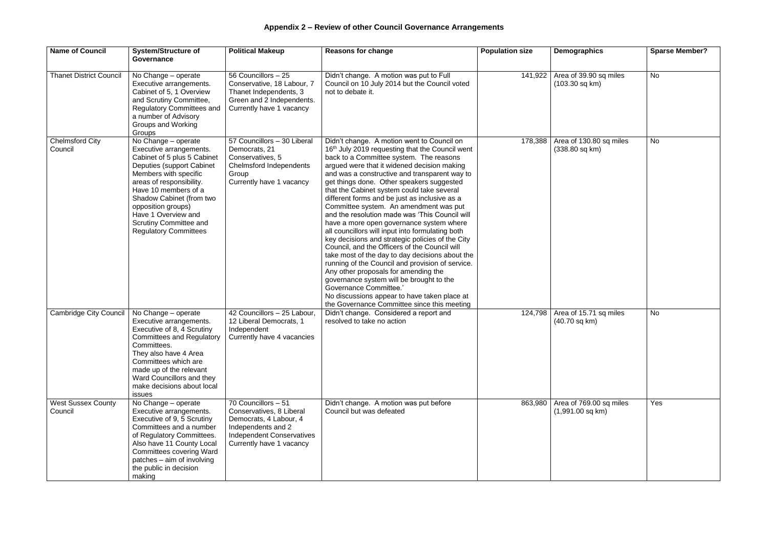# Appendix 2 – Review of other Council Governance Arrangements

| Name of Council | System/Structure of Governance | Political Makeup | Reasons for change | Population size | Demographics | Sparse Member? |
|---|---|---|---|---|---|---|
| Thanet District Council | No Change – operate Executive arrangements. Cabinet of 5, 1 Overview and Scrutiny Committee, Regulatory Committees and a number of Advisory Groups and Working Groups | 56 Councillors – 25 Conservative, 18 Labour, 7 Thanet Independents, 3 Green and 2 Independents. Currently have 1 vacancy | Didn't change. A motion was put to Full Council on 10 July 2014 but the Council voted not to debate it. | 141,922 | Area of 39.90 sq miles (103.30 sq km) | No |
| Chelmsford City Council | No Change – operate Executive arrangements. Cabinet of 5 plus 5 Cabinet Deputies (support Cabinet Members with specific areas of responsibility. Have 10 members of a Shadow Cabinet (from two opposition groups) Have 1 Overview and Scrutiny Committee and Regulatory Committees | 57 Councillors – 30 Liberal Democrats, 21 Conservatives, 5 Chelmsford Independents Group Currently have 1 vacancy | Didn't change. A motion went to Council on 16th July 2019 requesting that the Council went back to a Committee system. The reasons argued were that it widened decision making and was a constructive and transparent way to get things done. Other speakers suggested that the Cabinet system could take several different forms and be just as inclusive as a Committee system. An amendment was put and the resolution made was 'This Council will have a more open governance system where all councillors will input into formulating both key decisions and strategic policies of the City Council, and the Officers of the Council will take most of the day to day decisions about the running of the Council and provision of service. Any other proposals for amending the governance system will be brought to the Governance Committee.' No discussions appear to have taken place at the Governance Committee since this meeting | 178,388 | Area of 130.80 sq miles (338.80 sq km) | No |
| Cambridge City Council | No Change – operate Executive arrangements. Executive of 8, 4 Scrutiny Committees and Regulatory Committees. They also have 4 Area Committees which are made up of the relevant Ward Councillors and they make decisions about local issues | 42 Councillors – 25 Labour, 12 Liberal Democrats, 1 Independent Currently have 4 vacancies | Didn't change. Considered a report and resolved to take no action | 124,798 | Area of 15.71 sq miles (40.70 sq km) | No |
| West Sussex County Council | No Change – operate Executive arrangements. Executive of 9, 5 Scrutiny Committees and a number of Regulatory Committees. Also have 11 County Local Committees covering Ward patches – aim of involving the public in decision making | 70 Councillors – 51 Conservatives, 8 Liberal Democrats, 4 Labour, 4 Independents and 2 Independent Conservatives Currently have 1 vacancy | Didn't change. A motion was put before Council but was defeated | 863,980 | Area of 769.00 sq miles (1,991.00 sq km) | Yes |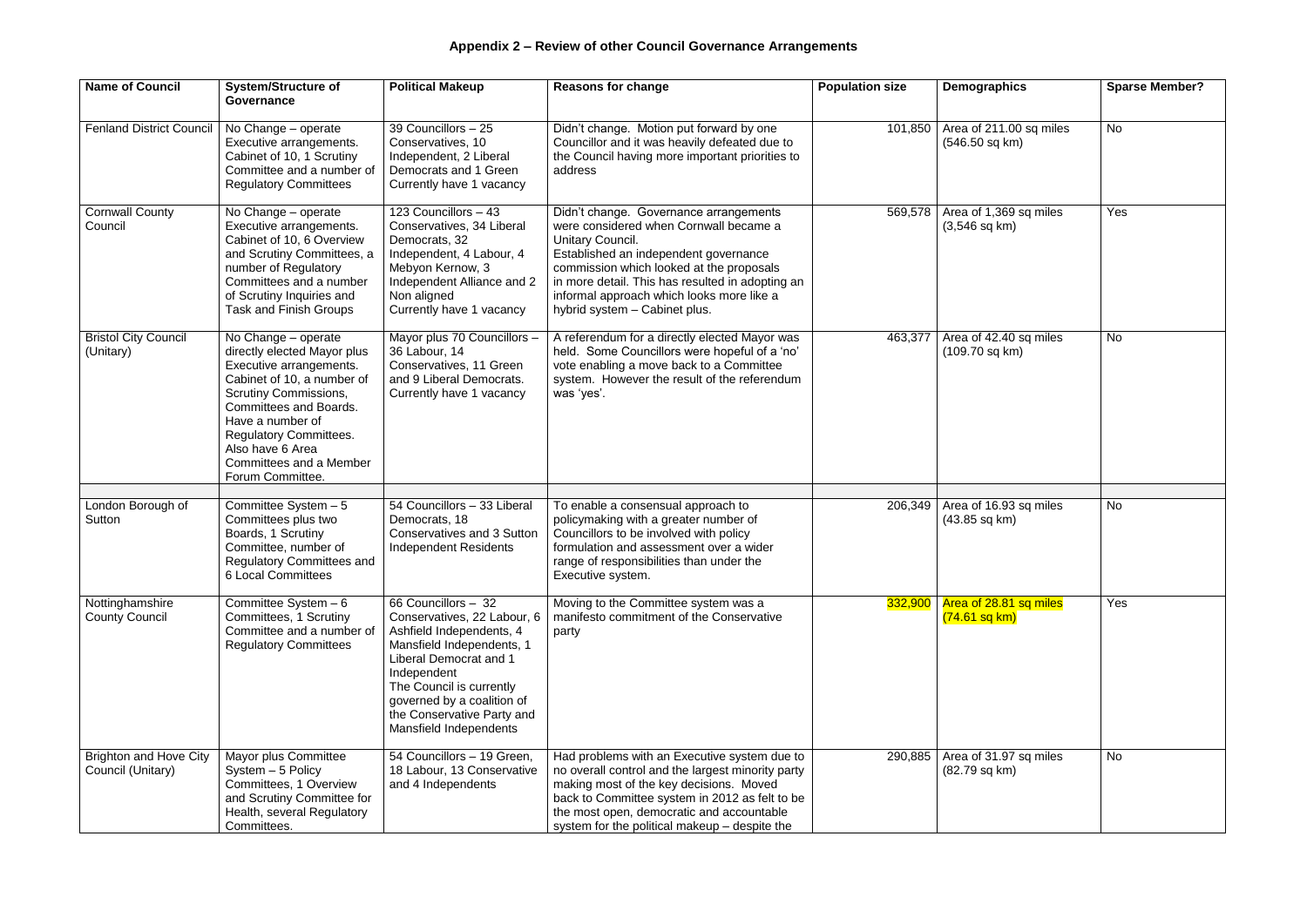## Appendix 2 – Review of other Council Governance Arrangements

| Name of Council | System/Structure of Governance | Political Makeup | Reasons for change | Population size | Demographics | Sparse Member? |
|---|---|---|---|---|---|---|
| Fenland District Council | No Change – operate Executive arrangements. Cabinet of 10, 1 Scrutiny Committee and a number of Regulatory Committees | 39 Councillors – 25 Conservatives, 10 Independent, 2 Liberal Democrats and 1 Green Currently have 1 vacancy | Didn't change. Motion put forward by one Councillor and it was heavily defeated due to the Council having more important priorities to address | 101,850 | Area of 211.00 sq miles (546.50 sq km) | No |
| Cornwall County Council | No Change – operate Executive arrangements. Cabinet of 10, 6 Overview and Scrutiny Committees, a number of Regulatory Committees and a number of Scrutiny Inquiries and Task and Finish Groups | 123 Councillors – 43 Conservatives, 34 Liberal Democrats, 32 Independent, 4 Labour, 4 Mebyon Kernow, 3 Independent Alliance and 2 Non aligned Currently have 1 vacancy | Didn't change. Governance arrangements were considered when Cornwall became a Unitary Council. Established an independent governance commission which looked at the proposals in more detail. This has resulted in adopting an informal approach which looks more like a hybrid system – Cabinet plus. | 569,578 | Area of 1,369 sq miles (3,546 sq km) | Yes |
| Bristol City Council (Unitary) | No Change – operate directly elected Mayor plus Executive arrangements. Cabinet of 10, a number of Scrutiny Commissions, Committees and Boards. Have a number of Regulatory Committees. Also have 6 Area Committees and a Member Forum Committee. | Mayor plus 70 Councillors – 36 Labour, 14 Conservatives, 11 Green and 9 Liberal Democrats. Currently have 1 vacancy | A referendum for a directly elected Mayor was held. Some Councillors were hopeful of a 'no' vote enabling a move back to a Committee system. However the result of the referendum was 'yes'. | 463,377 | Area of 42.40 sq miles (109.70 sq km) | No |
| | | | | | | |
| London Borough of Sutton | Committee System – 5 Committees plus two Boards, 1 Scrutiny Committee, number of Regulatory Committees and 6 Local Committees | 54 Councillors – 33 Liberal Democrats, 18 Conservatives and 3 Sutton Independent Residents | To enable a consensual approach to policymaking with a greater number of Councillors to be involved with policy formulation and assessment over a wider range of responsibilities than under the Executive system. | 206,349 | Area of 16.93 sq miles (43.85 sq km) | No |
| Nottinghamshire County Council | Committee System – 6 Committees, 1 Scrutiny Committee and a number of Regulatory Committees | 66 Councillors – 32 Conservatives, 22 Labour, 6 Ashfield Independents, 4 Mansfield Independents, 1 Liberal Democrat and 1 Independent The Council is currently governed by a coalition of the Conservative Party and Mansfield Independents | Moving to the Committee system was a manifesto commitment of the Conservative party | 332,900 | Area of 28.81 sq miles (74.61 sq km) | Yes |
| Brighton and Hove City Council (Unitary) | Mayor plus Committee System – 5 Policy Committees, 1 Overview and Scrutiny Committee for Health, several Regulatory Committees. | 54 Councillors – 19 Green, 18 Labour, 13 Conservative and 4 Independents | Had problems with an Executive system due to no overall control and the largest minority party making most of the key decisions. Moved back to Committee system in 2012 as felt to be the most open, democratic and accountable system for the political makeup – despite the | 290,885 | Area of 31.97 sq miles (82.79 sq km) | No |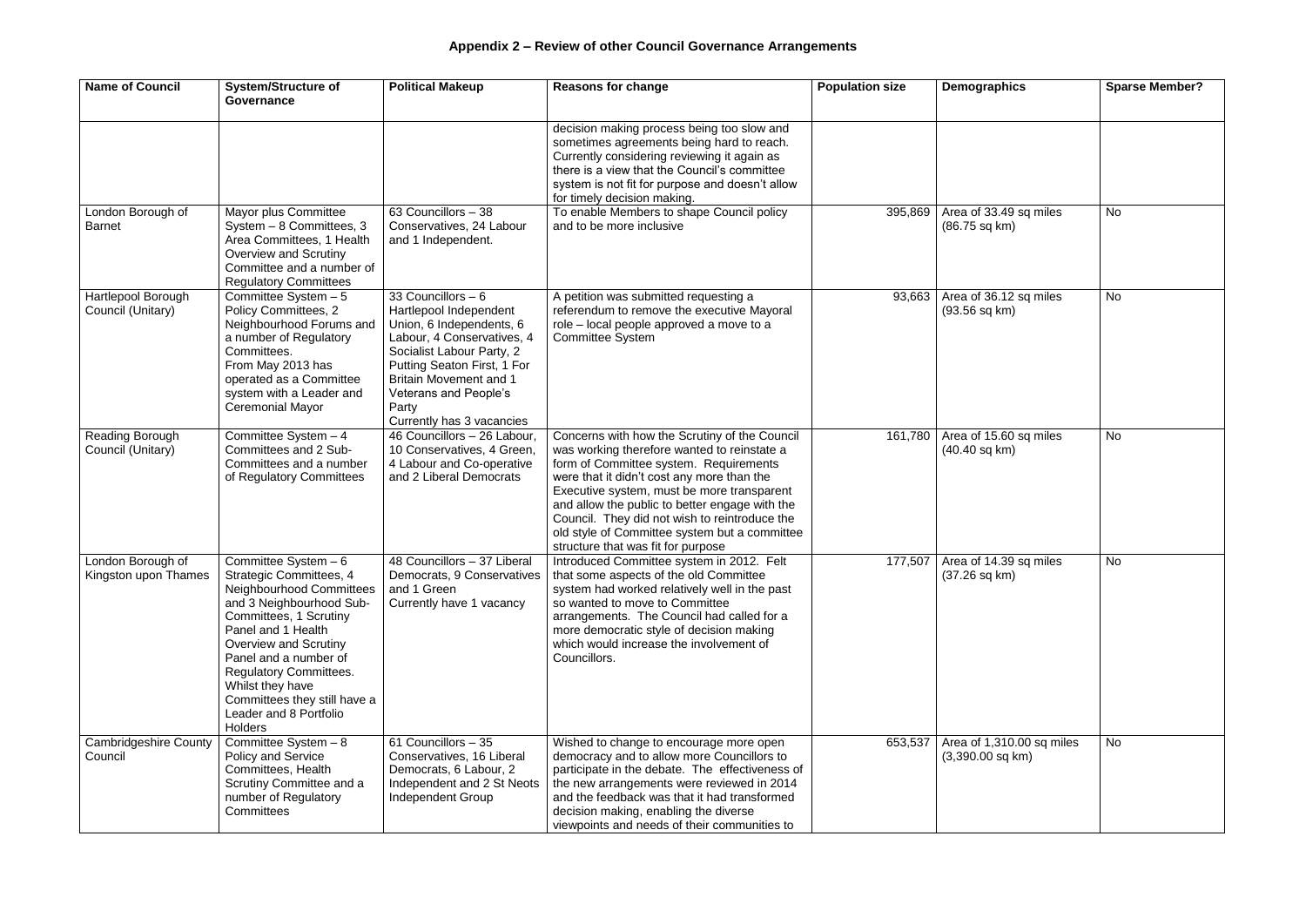## Appendix 2 – Review of other Council Governance Arrangements

| Name of Council | System/Structure of Governance | Political Makeup | Reasons for change | Population size | Demographics | Sparse Member? |
|---|---|---|---|---|---|---|
| | | | decision making process being too slow and sometimes agreements being hard to reach. Currently considering reviewing it again as there is a view that the Council's committee system is not fit for purpose and doesn't allow for timely decision making. | | | |
| London Borough of Barnet | Mayor plus Committee System – 8 Committees, 3 Area Committees, 1 Health Overview and Scrutiny Committee and a number of Regulatory Committees | 63 Councillors – 38 Conservatives, 24 Labour and 1 Independent. | To enable Members to shape Council policy and to be more inclusive | 395,869 | Area of 33.49 sq miles (86.75 sq km) | No |
| Hartlepool Borough Council (Unitary) | Committee System – 5 Policy Committees, 2 Neighbourhood Forums and a number of Regulatory Committees. From May 2013 has operated as a Committee system with a Leader and Ceremonial Mayor | 33 Councillors – 6 Hartlepool Independent Union, 6 Independents, 6 Labour, 4 Conservatives, 4 Socialist Labour Party, 2 Putting Seaton First, 1 For Britain Movement and 1 Veterans and People's Party Currently has 3 vacancies | A petition was submitted requesting a referendum to remove the executive Mayoral role – local people approved a move to a Committee System | 93,663 | Area of 36.12 sq miles (93.56 sq km) | No |
| Reading Borough Council (Unitary) | Committee System – 4 Committees and 2 Sub-Committees and a number of Regulatory Committees | 46 Councillors – 26 Labour, 10 Conservatives, 4 Green, 4 Labour and Co-operative and 2 Liberal Democrats | Concerns with how the Scrutiny of the Council was working therefore wanted to reinstate a form of Committee system. Requirements were that it didn't cost any more than the Executive system, must be more transparent and allow the public to better engage with the Council. They did not wish to reintroduce the old style of Committee system but a committee structure that was fit for purpose | 161,780 | Area of 15.60 sq miles (40.40 sq km) | No |
| London Borough of Kingston upon Thames | Committee System – 6 Strategic Committees, 4 Neighbourhood Committees and 3 Neighbourhood Sub-Committees, 1 Scrutiny Panel and 1 Health Overview and Scrutiny Panel and a number of Regulatory Committees. Whilst they have Committees they still have a Leader and 8 Portfolio Holders | 48 Councillors – 37 Liberal Democrats, 9 Conservatives and 1 Green Currently have 1 vacancy | Introduced Committee system in 2012. Felt that some aspects of the old Committee system had worked relatively well in the past so wanted to move to Committee arrangements. The Council had called for a more democratic style of decision making which would increase the involvement of Councillors. | 177,507 | Area of 14.39 sq miles (37.26 sq km) | No |
| Cambridgeshire County Council | Committee System – 8 Policy and Service Committees, Health Scrutiny Committee and a number of Regulatory Committees | 61 Councillors – 35 Conservatives, 16 Liberal Democrats, 6 Labour, 2 Independent and 2 St Neots Independent Group | Wished to change to encourage more open democracy and to allow more Councillors to participate in the debate. The effectiveness of the new arrangements were reviewed in 2014 and the feedback was that it had transformed decision making, enabling the diverse viewpoints and needs of their communities to | 653,537 | Area of 1,310.00 sq miles (3,390.00 sq km) | No |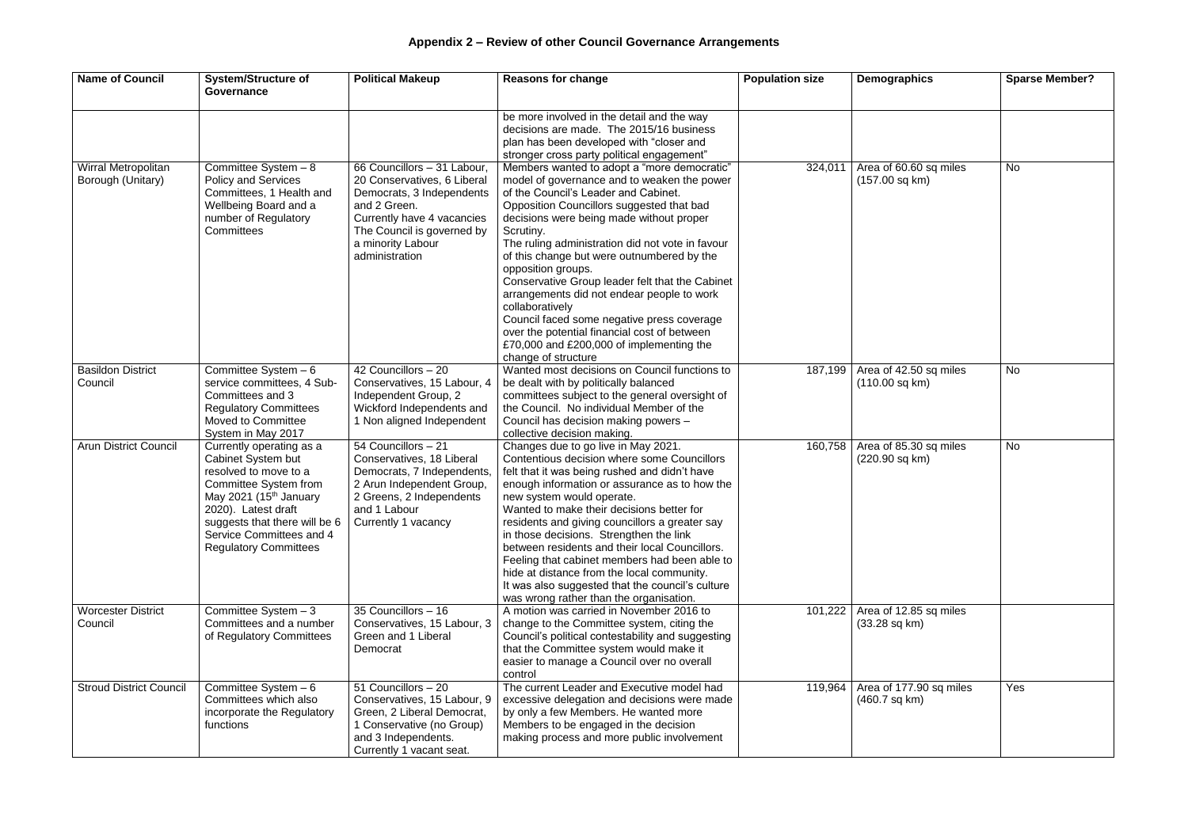## Appendix 2 – Review of other Council Governance Arrangements

| Name of Council | System/Structure of Governance | Political Makeup | Reasons for change | Population size | Demographics | Sparse Member? |
|---|---|---|---|---|---|---|
| | | | be more involved in the detail and the way decisions are made. The 2015/16 business plan has been developed with "closer and stronger cross party political engagement" | | | |
| Wirral Metropolitan Borough (Unitary) | Committee System – 8 Policy and Services Committees, 1 Health and Wellbeing Board and a number of Regulatory Committees | 66 Councillors – 31 Labour, 20 Conservatives, 6 Liberal Democrats, 3 Independents and 2 Green. Currently have 4 vacancies The Council is governed by a minority Labour administration | Members wanted to adopt a "more democratic" model of governance and to weaken the power of the Council's Leader and Cabinet. Opposition Councillors suggested that bad decisions were being made without proper Scrutiny. The ruling administration did not vote in favour of this change but were outnumbered by the opposition groups. Conservative Group leader felt that the Cabinet arrangements did not endear people to work collaboratively Council faced some negative press coverage over the potential financial cost of between £70,000 and £200,000 of implementing the change of structure | 324,011 | Area of 60.60 sq miles (157.00 sq km) | No |
| Basildon District Council | Committee System – 6 service committees, 4 Sub-Committees and 3 Regulatory Committees Moved to Committee System in May 2017 | 42 Councillors – 20 Conservatives, 15 Labour, 4 Independent Group, 2 Wickford Independents and 1 Non aligned Independent | Wanted most decisions on Council functions to be dealt with by politically balanced committees subject to the general oversight of the Council. No individual Member of the Council has decision making powers – collective decision making. | 187,199 | Area of 42.50 sq miles (110.00 sq km) | No |
| Arun District Council | Currently operating as a Cabinet System but resolved to move to a Committee System from May 2021 (15th January 2020). Latest draft suggests that there will be 6 Service Committees and 4 Regulatory Committees | 54 Councillors – 21 Conservatives, 18 Liberal Democrats, 7 Independents, 2 Arun Independent Group, 2 Greens, 2 Independents and 1 Labour Currently 1 vacancy | Changes due to go live in May 2021. Contentious decision where some Councillors felt that it was being rushed and didn't have enough information or assurance as to how the new system would operate. Wanted to make their decisions better for residents and giving councillors a greater say in those decisions. Strengthen the link between residents and their local Councillors. Feeling that cabinet members had been able to hide at distance from the local community. It was also suggested that the council's culture was wrong rather than the organisation. | 160,758 | Area of 85.30 sq miles (220.90 sq km) | No |
| Worcester District Council | Committee System – 3 Committees and a number of Regulatory Committees | 35 Councillors – 16 Conservatives, 15 Labour, 3 Green and 1 Liberal Democrat | A motion was carried in November 2016 to change to the Committee system, citing the Council's political contestability and suggesting that the Committee system would make it easier to manage a Council over no overall control | 101,222 | Area of 12.85 sq miles (33.28 sq km) | |
| Stroud District Council | Committee System – 6 Committees which also incorporate the Regulatory functions | 51 Councillors – 20 Conservatives, 15 Labour, 9 Green, 2 Liberal Democrat, 1 Conservative (no Group) and 3 Independents. Currently 1 vacant seat. | The current Leader and Executive model had excessive delegation and decisions were made by only a few Members. He wanted more Members to be engaged in the decision making process and more public involvement | 119,964 | Area of 177.90 sq miles (460.7 sq km) | Yes |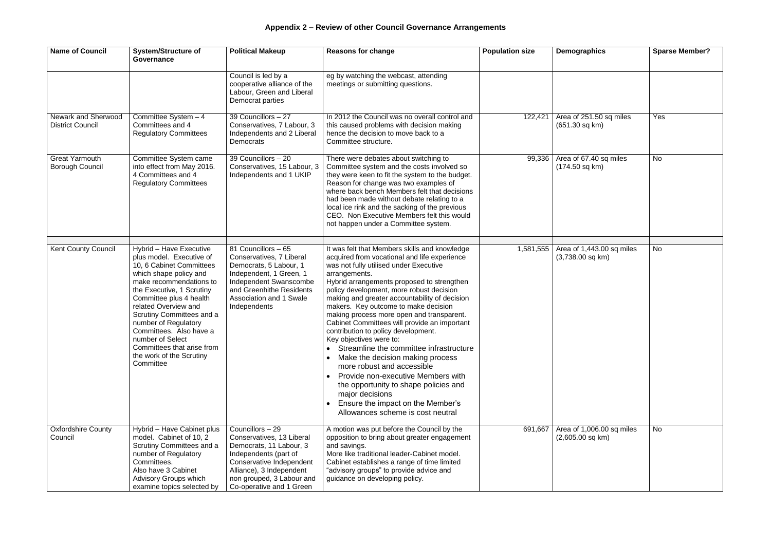**Appendix 2 – Review of other Council Governance Arrangements**

| Name of Council | System/Structure of Governance | Political Makeup | Reasons for change | Population size | Demographics | Sparse Member? |
|---|---|---|---|---|---|---|
| | | Council is led by a cooperative alliance of the Labour, Green and Liberal Democrat parties | eg by watching the webcast, attending meetings or submitting questions. | | | |
| Newark and Sherwood District Council | Committee System – 4 Committees and 4 Regulatory Committees | 39 Councillors – 27 Conservatives, 7 Labour, 3 Independents and 2 Liberal Democrats | In 2012 the Council was no overall control and this caused problems with decision making hence the decision to move back to a Committee structure. | 122,421 | Area of 251.50 sq miles (651.30 sq km) | Yes |
| Great Yarmouth Borough Council | Committee System came into effect from May 2016. 4 Committees and 4 Regulatory Committees | 39 Councillors – 20 Conservatives, 15 Labour, 3 Independents and 1 UKIP | There were debates about switching to Committee system and the costs involved so they were keen to fit the system to the budget. Reason for change was two examples of where back bench Members felt that decisions had been made without debate relating to a local ice rink and the sacking of the previous CEO. Non Executive Members felt this would not happen under a Committee system. | 99,336 | Area of 67.40 sq miles (174.50 sq km) | No |
| | | | | | | |
| Kent County Council | Hybrid – Have Executive plus model. Executive of 10, 6 Cabinet Committees which shape policy and make recommendations to the Executive, 1 Scrutiny Committee plus 4 health related Overview and Scrutiny Committees and a number of Regulatory Committees. Also have a number of Select Committees that arise from the work of the Scrutiny Committee | 81 Councillors – 65 Conservatives, 7 Liberal Democrats, 5 Labour, 1 Independent, 1 Green, 1 Independent Swanscombe and Greenhithe Residents Association and 1 Swale Independents | It was felt that Members skills and knowledge acquired from vocational and life experience was not fully utilised under Executive arrangements.<br>Hybrid arrangements proposed to strengthen policy development, more robust decision making and greater accountability of decision makers. Key outcome to make decision making process more open and transparent. Cabinet Committees will provide an important contribution to policy development.<br>Key objectives were to:<br>• Streamline the committee infrastructure<br>• Make the decision making process more robust and accessible<br>• Provide non-executive Members with the opportunity to shape policies and major decisions<br>• Ensure the impact on the Member's Allowances scheme is cost neutral | 1,581,555 | Area of 1,443.00 sq miles (3,738.00 sq km) | No |
| Oxfordshire County Council | Hybrid – Have Cabinet plus model. Cabinet of 10, 2 Scrutiny Committees and a number of Regulatory Committees.<br>Also have 3 Cabinet Advisory Groups which examine topics selected by | Councillors – 29 Conservatives, 13 Liberal Democrats, 11 Labour, 3 Independents (part of Conservative Independent Alliance), 3 Independent non grouped, 3 Labour and Co-operative and 1 Green | A motion was put before the Council by the opposition to bring about greater engagement and savings.<br>More like traditional leader-Cabinet model. Cabinet establishes a range of time limited "advisory groups" to provide advice and guidance on developing policy. | 691,667 | Area of 1,006.00 sq miles (2,605.00 sq km) | No |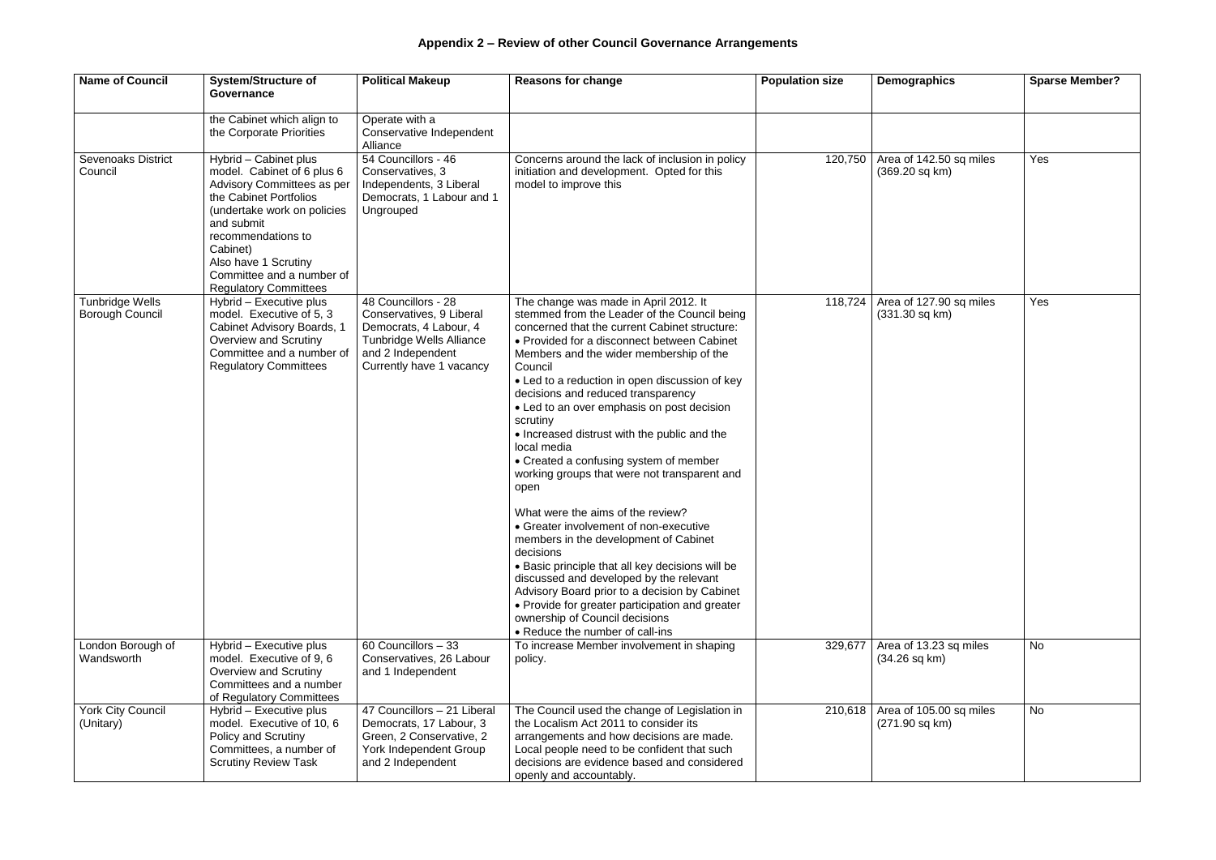# Appendix 2 – Review of other Council Governance Arrangements

| Name of Council | System/Structure of Governance | Political Makeup | Reasons for change | Population size | Demographics | Sparse Member? |
|---|---|---|---|---|---|---|
| | the Cabinet which align to the Corporate Priorities | Operate with a Conservative Independent Alliance | | | | |
| Sevenoaks District Council | Hybrid – Cabinet plus model. Cabinet of 6 plus 6 Advisory Committees as per the Cabinet Portfolios (undertake work on policies and submit recommendations to Cabinet)<br>Also have 1 Scrutiny Committee and a number of Regulatory Committees | 54 Councillors - 46 Conservatives, 3 Independents, 3 Liberal Democrats, 1 Labour and 1 Ungrouped | Concerns around the lack of inclusion in policy initiation and development. Opted for this model to improve this | 120,750 | Area of 142.50 sq miles (369.20 sq km) | Yes |
| Tunbridge Wells Borough Council | Hybrid – Executive plus model. Executive of 5, 3 Cabinet Advisory Boards, 1 Overview and Scrutiny Committee and a number of Regulatory Committees | 48 Councillors - 28 Conservatives, 9 Liberal Democrats, 4 Labour, 4 Tunbridge Wells Alliance and 2 Independent<br>Currently have 1 vacancy | The change was made in April 2012. It stemmed from the Leader of the Council being concerned that the current Cabinet structure:<br>• Provided for a disconnect between Cabinet Members and the wider membership of the Council<br>• Led to a reduction in open discussion of key decisions and reduced transparency<br>• Led to an over emphasis on post decision scrutiny<br>• Increased distrust with the public and the local media<br>• Created a confusing system of member working groups that were not transparent and open<br><br>What were the aims of the review?<br>• Greater involvement of non-executive members in the development of Cabinet decisions<br>• Basic principle that all key decisions will be discussed and developed by the relevant Advisory Board prior to a decision by Cabinet<br>• Provide for greater participation and greater ownership of Council decisions<br>• Reduce the number of call-ins | 118,724 | Area of 127.90 sq miles (331.30 sq km) | Yes |
| London Borough of Wandsworth | Hybrid – Executive plus model. Executive of 9, 6 Overview and Scrutiny Committees and a number of Regulatory Committees | 60 Councillors – 33 Conservatives, 26 Labour and 1 Independent | To increase Member involvement in shaping policy. | 329,677 | Area of 13.23 sq miles (34.26 sq km) | No |
| York City Council (Unitary) | Hybrid – Executive plus model. Executive of 10, 6 Policy and Scrutiny Committees, a number of Scrutiny Review Task | 47 Councillors – 21 Liberal Democrats, 17 Labour, 3 Green, 2 Conservative, 2 York Independent Group and 2 Independent | The Council used the change of Legislation in the Localism Act 2011 to consider its arrangements and how decisions are made. Local people need to be confident that such decisions are evidence based and considered openly and accountably. | 210,618 | Area of 105.00 sq miles (271.90 sq km) | No |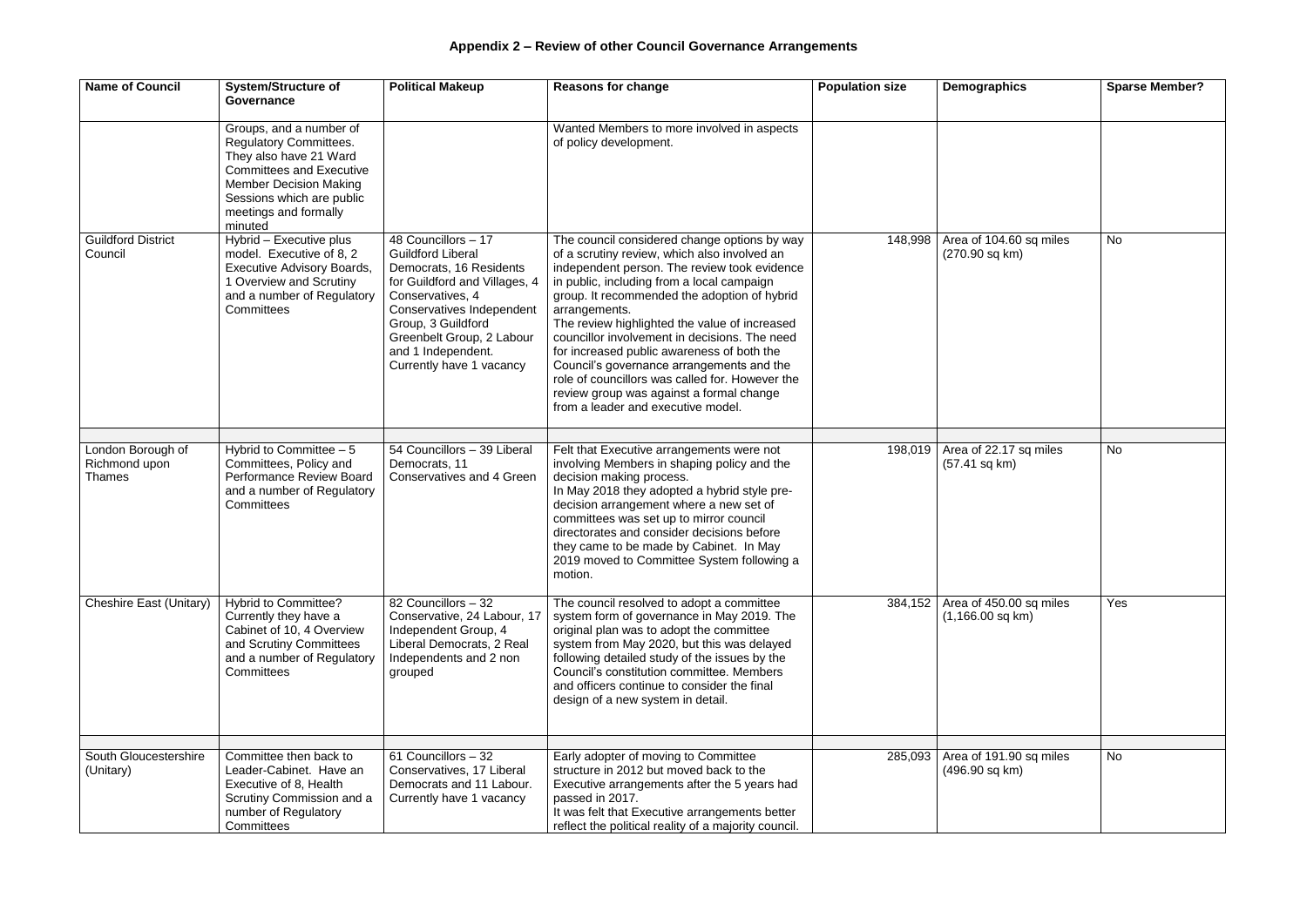## Appendix 2 – Review of other Council Governance Arrangements

| Name of Council | System/Structure of Governance | Political Makeup | Reasons for change | Population size | Demographics | Sparse Member? |
|---|---|---|---|---|---|---|
| | Groups, and a number of Regulatory Committees. They also have 21 Ward Committees and Executive Member Decision Making Sessions which are public meetings and formally minuted | | Wanted Members to more involved in aspects of policy development. | | | |
| Guildford District Council | Hybrid – Executive plus model. Executive of 8, 2 Executive Advisory Boards, 1 Overview and Scrutiny and a number of Regulatory Committees | 48 Councillors – 17 Guildford Liberal Democrats, 16 Residents for Guildford and Villages, 4 Conservatives, 4 Conservatives Independent Group, 3 Guildford Greenbelt Group, 2 Labour and 1 Independent. Currently have 1 vacancy | The council considered change options by way of a scrutiny review, which also involved an independent person. The review took evidence in public, including from a local campaign group. It recommended the adoption of hybrid arrangements.<br>The review highlighted the value of increased councillor involvement in decisions. The need for increased public awareness of both the Council's governance arrangements and the role of councillors was called for. However the review group was against a formal change from a leader and executive model. | 148,998 | Area of 104.60 sq miles (270.90 sq km) | No |
| | | | | | | |
| London Borough of Richmond upon Thames | Hybrid to Committee – 5 Committees, Policy and Performance Review Board and a number of Regulatory Committees | 54 Councillors – 39 Liberal Democrats, 11 Conservatives and 4 Green | Felt that Executive arrangements were not involving Members in shaping policy and the decision making process.<br>In May 2018 they adopted a hybrid style pre-decision arrangement where a new set of committees was set up to mirror council directorates and consider decisions before they came to be made by Cabinet. In May 2019 moved to Committee System following a motion. | 198,019 | Area of 22.17 sq miles (57.41 sq km) | No |
| Cheshire East (Unitary) | Hybrid to Committee? Currently they have a Cabinet of 10, 4 Overview and Scrutiny Committees and a number of Regulatory Committees | 82 Councillors – 32 Conservative, 24 Labour, 17 Independent Group, 4 Liberal Democrats, 2 Real Independents and 2 non grouped | The council resolved to adopt a committee system form of governance in May 2019. The original plan was to adopt the committee system from May 2020, but this was delayed following detailed study of the issues by the Council's constitution committee. Members and officers continue to consider the final design of a new system in detail. | 384,152 | Area of 450.00 sq miles (1,166.00 sq km) | Yes |
| | | | | | | |
| South Gloucestershire (Unitary) | Committee then back to Leader-Cabinet. Have an Executive of 8, Health Scrutiny Commission and a number of Regulatory Committees | 61 Councillors – 32 Conservatives, 17 Liberal Democrats and 11 Labour. Currently have 1 vacancy | Early adopter of moving to Committee structure in 2012 but moved back to the Executive arrangements after the 5 years had passed in 2017.<br>It was felt that Executive arrangements better reflect the political reality of a majority council. | 285,093 | Area of 191.90 sq miles (496.90 sq km) | No |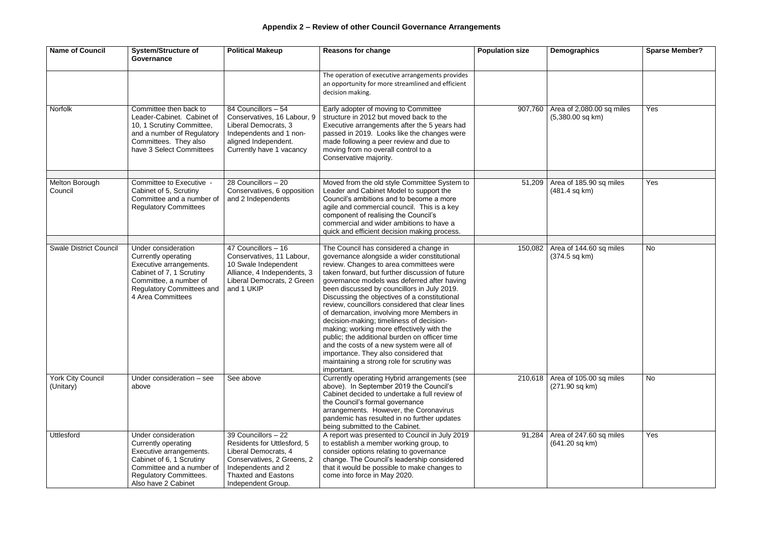# Appendix 2 – Review of other Council Governance Arrangements

| Name of Council | System/Structure of Governance | Political Makeup | Reasons for change | Population size | Demographics | Sparse Member? |
|---|---|---|---|---|---|---|
| | | | The operation of executive arrangements provides an opportunity for more streamlined and efficient decision making. | | | |
| Norfolk | Committee then back to Leader-Cabinet. Cabinet of 10, 1 Scrutiny Committee, and a number of Regulatory Committees. They also have 3 Select Committees | 84 Councillors – 54 Conservatives, 16 Labour, 9 Liberal Democrats, 3 Independents and 1 non-aligned Independent. Currently have 1 vacancy | Early adopter of moving to Committee structure in 2012 but moved back to the Executive arrangements after the 5 years had passed in 2019. Looks like the changes were made following a peer review and due to moving from no overall control to a Conservative majority. | 907,760 | Area of 2,080.00 sq miles (5,380.00 sq km) | Yes |
| | | | | | | |
| Melton Borough Council | Committee to Executive - Cabinet of 5, Scrutiny Committee and a number of Regulatory Committees | 28 Councillors – 20 Conservatives, 6 opposition and 2 Independents | Moved from the old style Committee System to Leader and Cabinet Model to support the Council's ambitions and to become a more agile and commercial council. This is a key component of realising the Council's commercial and wider ambitions to have a quick and efficient decision making process. | 51,209 | Area of 185.90 sq miles (481.4 sq km) | Yes |
| | | | | | | |
| Swale District Council | Under consideration Currently operating Executive arrangements. Cabinet of 7, 1 Scrutiny Committee, a number of Regulatory Committees and 4 Area Committees | 47 Councillors – 16 Conservatives, 11 Labour, 10 Swale Independent Alliance, 4 Independents, 3 Liberal Democrats, 2 Green and 1 UKIP | The Council has considered a change in governance alongside a wider constitutional review. Changes to area committees were taken forward, but further discussion of future governance models was deferred after having been discussed by councillors in July 2019. Discussing the objectives of a constitutional review, councillors considered that clear lines of demarcation, involving more Members in decision-making; timeliness of decision-making; working more effectively with the public; the additional burden on officer time and the costs of a new system were all of importance. They also considered that maintaining a strong role for scrutiny was important. | 150,082 | Area of 144.60 sq miles (374.5 sq km) | No |
| York City Council (Unitary) | Under consideration – see above | See above | Currently operating Hybrid arrangements (see above). In September 2019 the Council's Cabinet decided to undertake a full review of the Council's formal governance arrangements. However, the Coronavirus pandemic has resulted in no further updates being submitted to the Cabinet. | 210,618 | Area of 105.00 sq miles (271.90 sq km) | No |
| Uttlesford | Under consideration Currently operating Executive arrangements. Cabinet of 6, 1 Scrutiny Committee and a number of Regulatory Committees. Also have 2 Cabinet | 39 Councillors – 22 Residents for Uttlesford, 5 Liberal Democrats, 4 Conservatives, 2 Greens, 2 Independents and 2 Thaxted and Eastons Independent Group. | A report was presented to Council in July 2019 to establish a member working group, to consider options relating to governance change. The Council's leadership considered that it would be possible to make changes to come into force in May 2020. | 91,284 | Area of 247.60 sq miles (641.20 sq km) | Yes |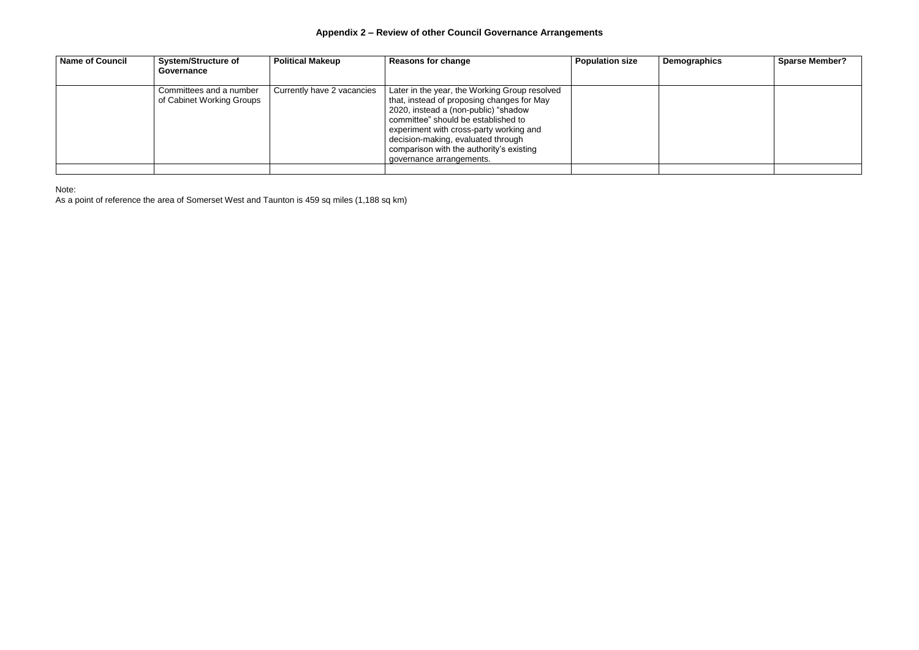**Appendix 2 – Review of other Council Governance Arrangements**

| Name of Council | System/Structure of Governance | Political Makeup | Reasons for change | Population size | Demographics | Sparse Member? |
|---|---|---|---|---|---|---|
| | Committees and a number of Cabinet Working Groups | Currently have 2 vacancies | Later in the year, the Working Group resolved that, instead of proposing changes for May 2020, instead a (non-public) "shadow committee" should be established to experiment with cross-party working and decision-making, evaluated through comparison with the authority's existing governance arrangements. | | | |
| | | | | | | |

Note:
As a point of reference the area of Somerset West and Taunton is 459 sq miles (1,188 sq km)